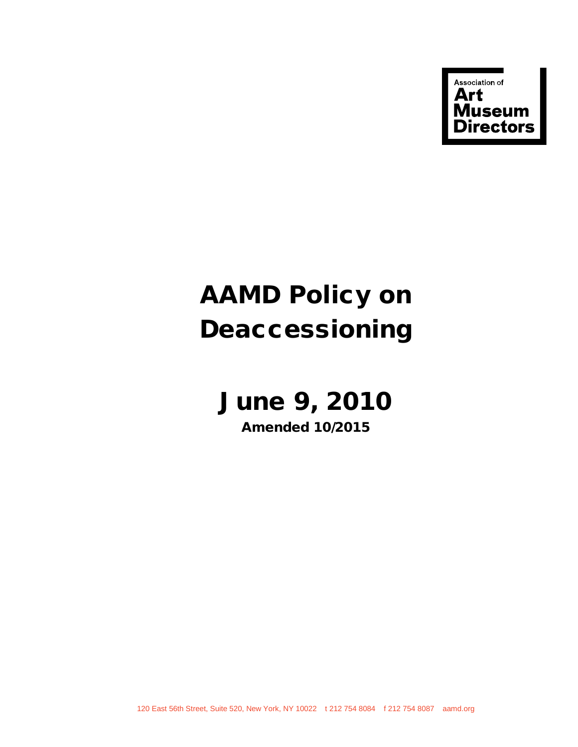Association of Art Museum Directors

# AAMD Policy on Deaccessioning

## June 9, 2010

**Amended 10/2015**

120 East 56th Street, Suite 520, New York, NY 10022 t 212 754 8084 f 212 754 8087 aamd.org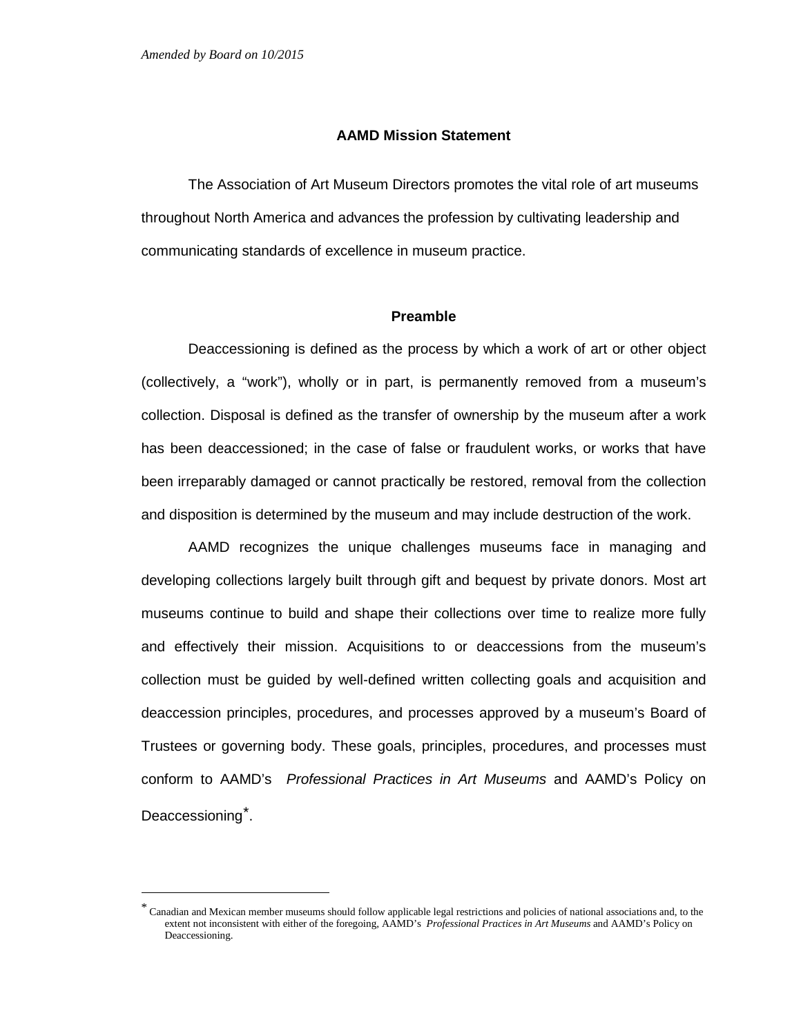*Amended by Board on 10/2015*

**AAMD Mission Statement**

The Association of Art Museum Directors promotes the vital role of art museums throughout North America and advances the profession by cultivating leadership and communicating standards of excellence in museum practice.

**Preamble**

Deaccessioning is defined as the process by which a work of art or other object (collectively, a "work"), wholly or in part, is permanently removed from a museum's collection. Disposal is defined as the transfer of ownership by the museum after a work has been deaccessioned; in the case of false or fraudulent works, or works that have been irreparably damaged or cannot practically be restored, removal from the collection and disposition is determined by the museum and may include destruction of the work.

AAMD recognizes the unique challenges museums face in managing and developing collections largely built through gift and bequest by private donors. Most art museums continue to build and shape their collections over time to realize more fully and effectively their mission. Acquisitions to or deaccessions from the museum's collection must be guided by well-defined written collecting goals and acquisition and deaccession principles, procedures, and processes approved by a museum's Board of Trustees or governing body. These goals, principles, procedures, and processes must conform to AAMD's *Professional Practices in Art Museums* and AAMD's Policy on Deaccessioning*.

---

* Canadian and Mexican member museums should follow applicable legal restrictions and policies of national associations and, to the extent not inconsistent with either of the foregoing, AAMD's *Professional Practices in Art Museums* and AAMD's Policy on Deaccessioning.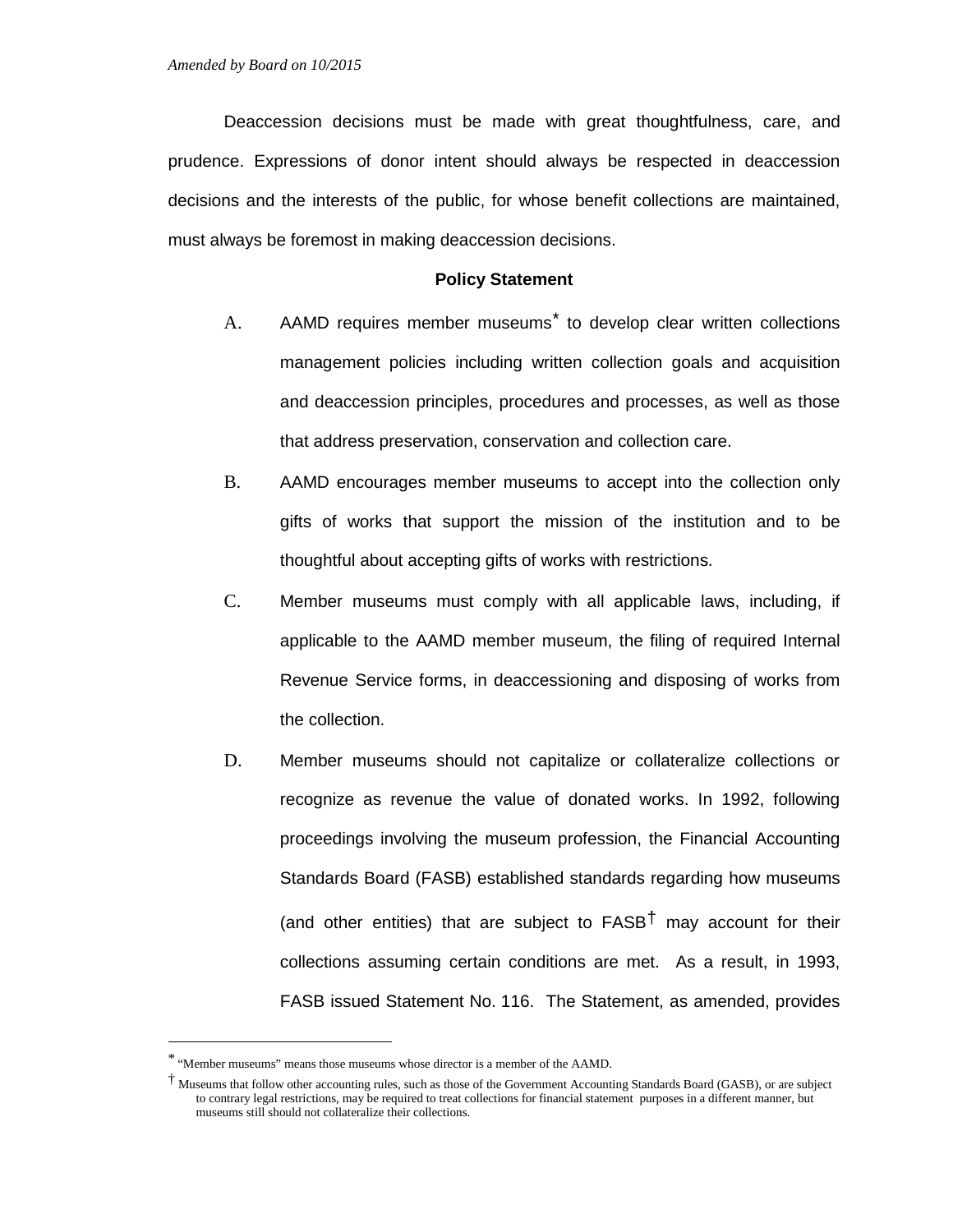*Amended by Board on 10/2015*

Deaccession decisions must be made with great thoughtfulness, care, and prudence. Expressions of donor intent should always be respected in deaccession decisions and the interests of the public, for whose benefit collections are maintained, must always be foremost in making deaccession decisions.

**Policy Statement**

A. AAMD requires member museums* to develop clear written collections management policies including written collection goals and acquisition and deaccession principles, procedures and processes, as well as those that address preservation, conservation and collection care.

B. AAMD encourages member museums to accept into the collection only gifts of works that support the mission of the institution and to be thoughtful about accepting gifts of works with restrictions.

C. Member museums must comply with all applicable laws, including, if applicable to the AAMD member museum, the filing of required Internal Revenue Service forms, in deaccessioning and disposing of works from the collection.

D. Member museums should not capitalize or collateralize collections or recognize as revenue the value of donated works. In 1992, following proceedings involving the museum profession, the Financial Accounting Standards Board (FASB) established standards regarding how museums (and other entities) that are subject to FASB† may account for their collections assuming certain conditions are met. As a result, in 1993, FASB issued Statement No. 116. The Statement, as amended, provides

---

* "Member museums" means those museums whose director is a member of the AAMD.

† Museums that follow other accounting rules, such as those of the Government Accounting Standards Board (GASB), or are subject to contrary legal restrictions, may be required to treat collections for financial statement purposes in a different manner, but museums still should not collateralize their collections.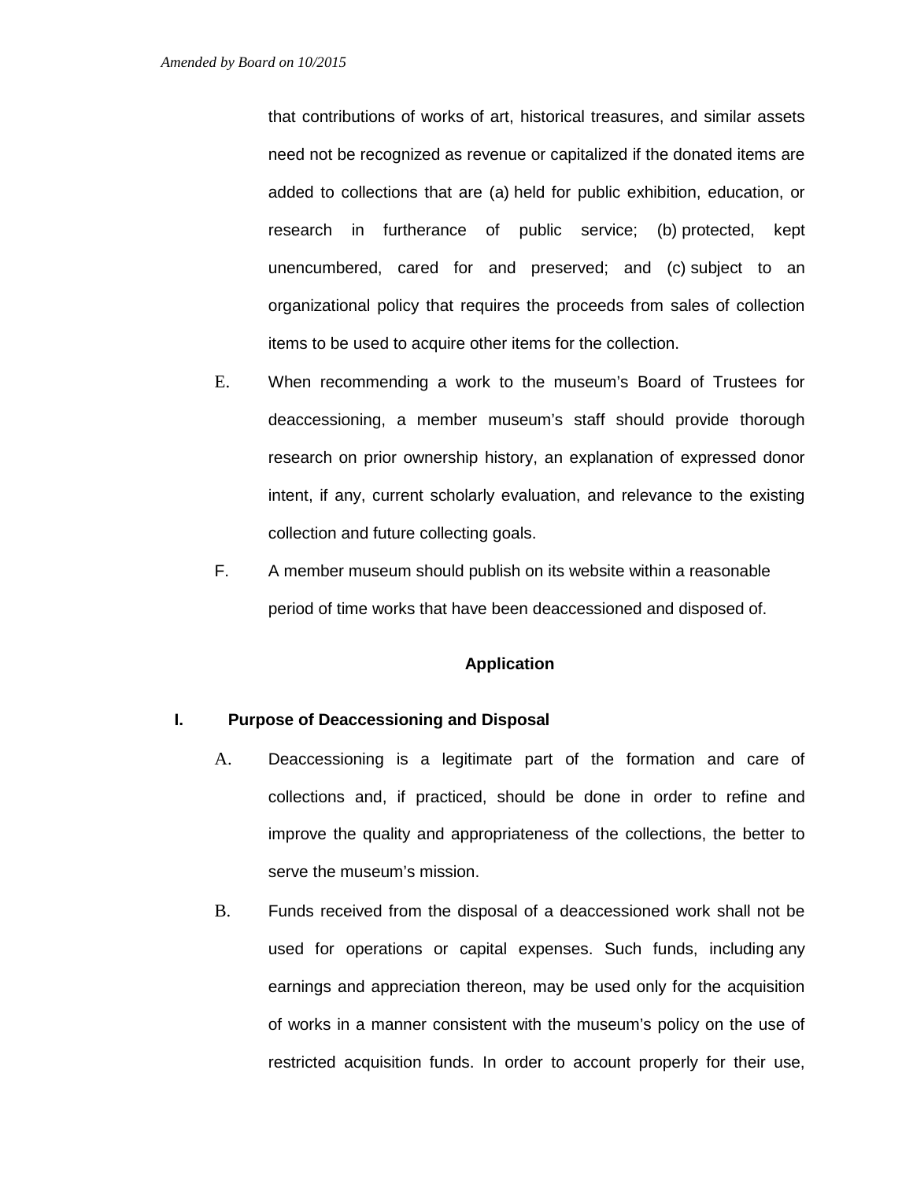that contributions of works of art, historical treasures, and similar assets need not be recognized as revenue or capitalized if the donated items are added to collections that are (a) held for public exhibition, education, or research in furtherance of public service; (b) protected, kept unencumbered, cared for and preserved; and (c) subject to an organizational policy that requires the proceeds from sales of collection items to be used to acquire other items for the collection.

E. When recommending a work to the museum's Board of Trustees for deaccessioning, a member museum's staff should provide thorough research on prior ownership history, an explanation of expressed donor intent, if any, current scholarly evaluation, and relevance to the existing collection and future collecting goals.

F. A member museum should publish on its website within a reasonable period of time works that have been deaccessioned and disposed of.

## Application

### I. Purpose of Deaccessioning and Disposal

A. Deaccessioning is a legitimate part of the formation and care of collections and, if practiced, should be done in order to refine and improve the quality and appropriateness of the collections, the better to serve the museum's mission.

B. Funds received from the disposal of a deaccessioned work shall not be used for operations or capital expenses. Such funds, including any earnings and appreciation thereon, may be used only for the acquisition of works in a manner consistent with the museum's policy on the use of restricted acquisition funds. In order to account properly for their use,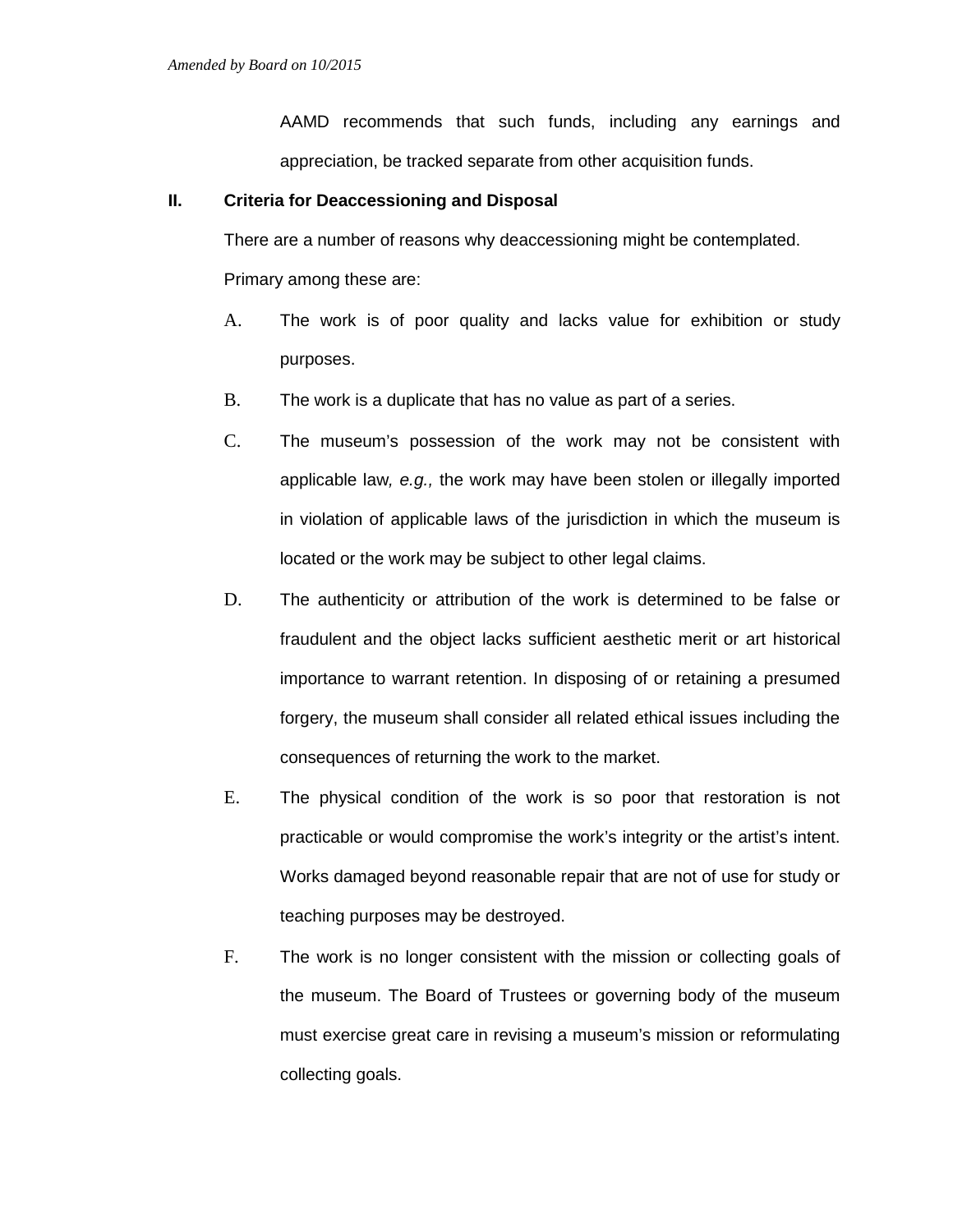AAMD recommends that such funds, including any earnings and appreciation, be tracked separate from other acquisition funds.

## II. Criteria for Deaccessioning and Disposal

There are a number of reasons why deaccessioning might be contemplated. Primary among these are:

A. The work is of poor quality and lacks value for exhibition or study purposes.

B. The work is a duplicate that has no value as part of a series.

C. The museum's possession of the work may not be consistent with applicable law*, e.g.,* the work may have been stolen or illegally imported in violation of applicable laws of the jurisdiction in which the museum is located or the work may be subject to other legal claims.

D. The authenticity or attribution of the work is determined to be false or fraudulent and the object lacks sufficient aesthetic merit or art historical importance to warrant retention. In disposing of or retaining a presumed forgery, the museum shall consider all related ethical issues including the consequences of returning the work to the market.

E. The physical condition of the work is so poor that restoration is not practicable or would compromise the work's integrity or the artist's intent. Works damaged beyond reasonable repair that are not of use for study or teaching purposes may be destroyed.

F. The work is no longer consistent with the mission or collecting goals of the museum. The Board of Trustees or governing body of the museum must exercise great care in revising a museum's mission or reformulating collecting goals.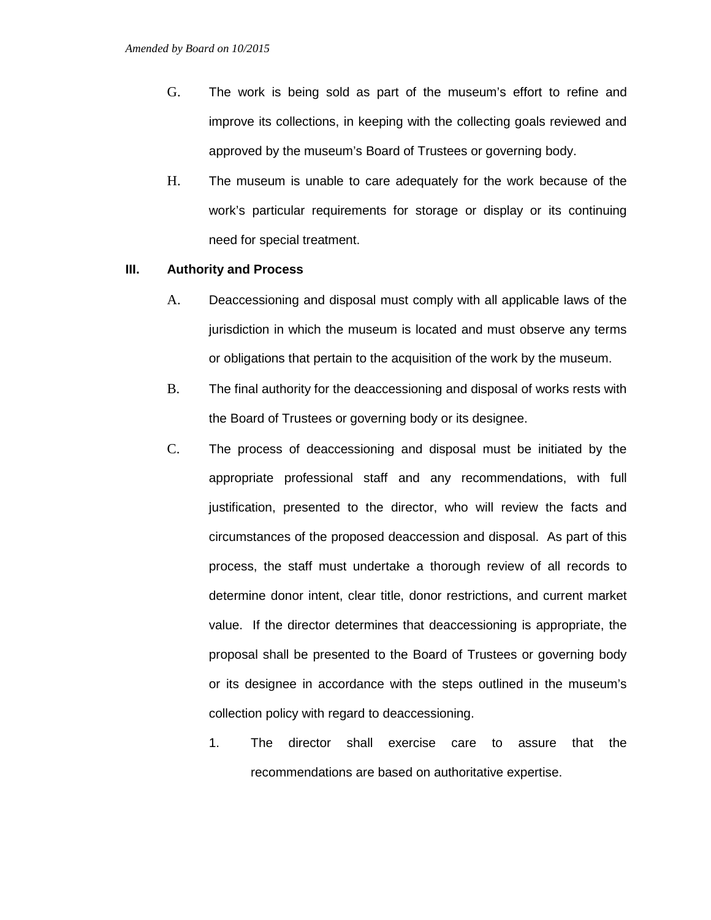G. The work is being sold as part of the museum's effort to refine and improve its collections, in keeping with the collecting goals reviewed and approved by the museum's Board of Trustees or governing body.

H. The museum is unable to care adequately for the work because of the work's particular requirements for storage or display or its continuing need for special treatment.

**III. Authority and Process**

A. Deaccessioning and disposal must comply with all applicable laws of the jurisdiction in which the museum is located and must observe any terms or obligations that pertain to the acquisition of the work by the museum.

B. The final authority for the deaccessioning and disposal of works rests with the Board of Trustees or governing body or its designee.

C. The process of deaccessioning and disposal must be initiated by the appropriate professional staff and any recommendations, with full justification, presented to the director, who will review the facts and circumstances of the proposed deaccession and disposal. As part of this process, the staff must undertake a thorough review of all records to determine donor intent, clear title, donor restrictions, and current market value. If the director determines that deaccessioning is appropriate, the proposal shall be presented to the Board of Trustees or governing body or its designee in accordance with the steps outlined in the museum's collection policy with regard to deaccessioning.

1. The director shall exercise care to assure that the recommendations are based on authoritative expertise.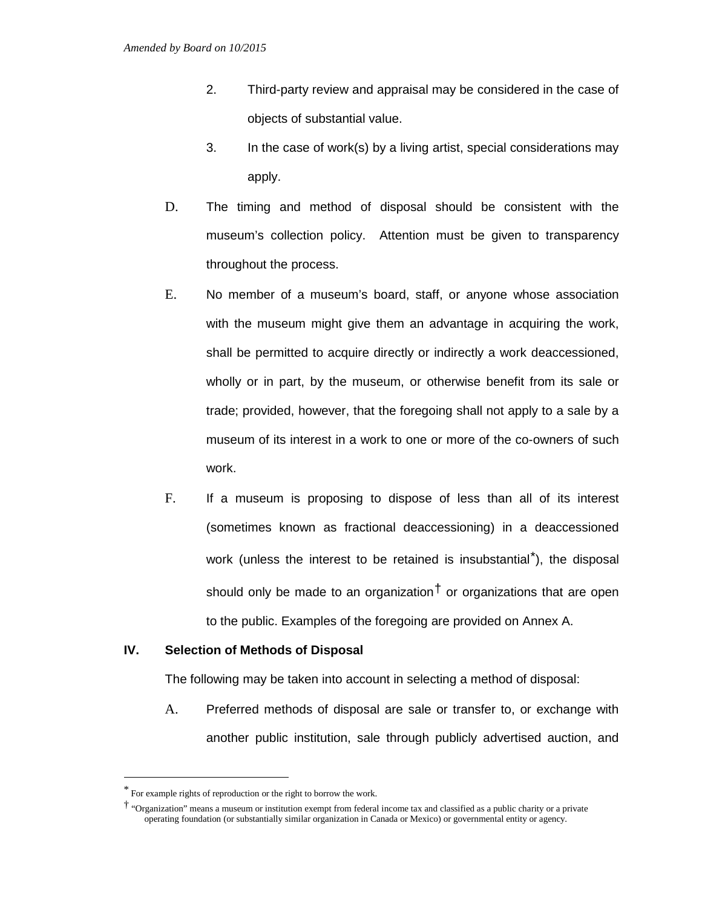2. Third-party review and appraisal may be considered in the case of objects of substantial value.

3. In the case of work(s) by a living artist, special considerations may apply.

D. The timing and method of disposal should be consistent with the museum's collection policy. Attention must be given to transparency throughout the process.

E. No member of a museum's board, staff, or anyone whose association with the museum might give them an advantage in acquiring the work, shall be permitted to acquire directly or indirectly a work deaccessioned, wholly or in part, by the museum, or otherwise benefit from its sale or trade; provided, however, that the foregoing shall not apply to a sale by a museum of its interest in a work to one or more of the co-owners of such work.

F. If a museum is proposing to dispose of less than all of its interest (sometimes known as fractional deaccessioning) in a deaccessioned work (unless the interest to be retained is insubstantial[*]), the disposal should only be made to an organization[†] or organizations that are open to the public. Examples of the foregoing are provided on Annex A.

## IV. Selection of Methods of Disposal

The following may be taken into account in selecting a method of disposal:

A. Preferred methods of disposal are sale or transfer to, or exchange with another public institution, sale through publicly advertised auction, and

---

[*] For example rights of reproduction or the right to borrow the work.

[†] "Organization" means a museum or institution exempt from federal income tax and classified as a public charity or a private operating foundation (or substantially similar organization in Canada or Mexico) or governmental entity or agency.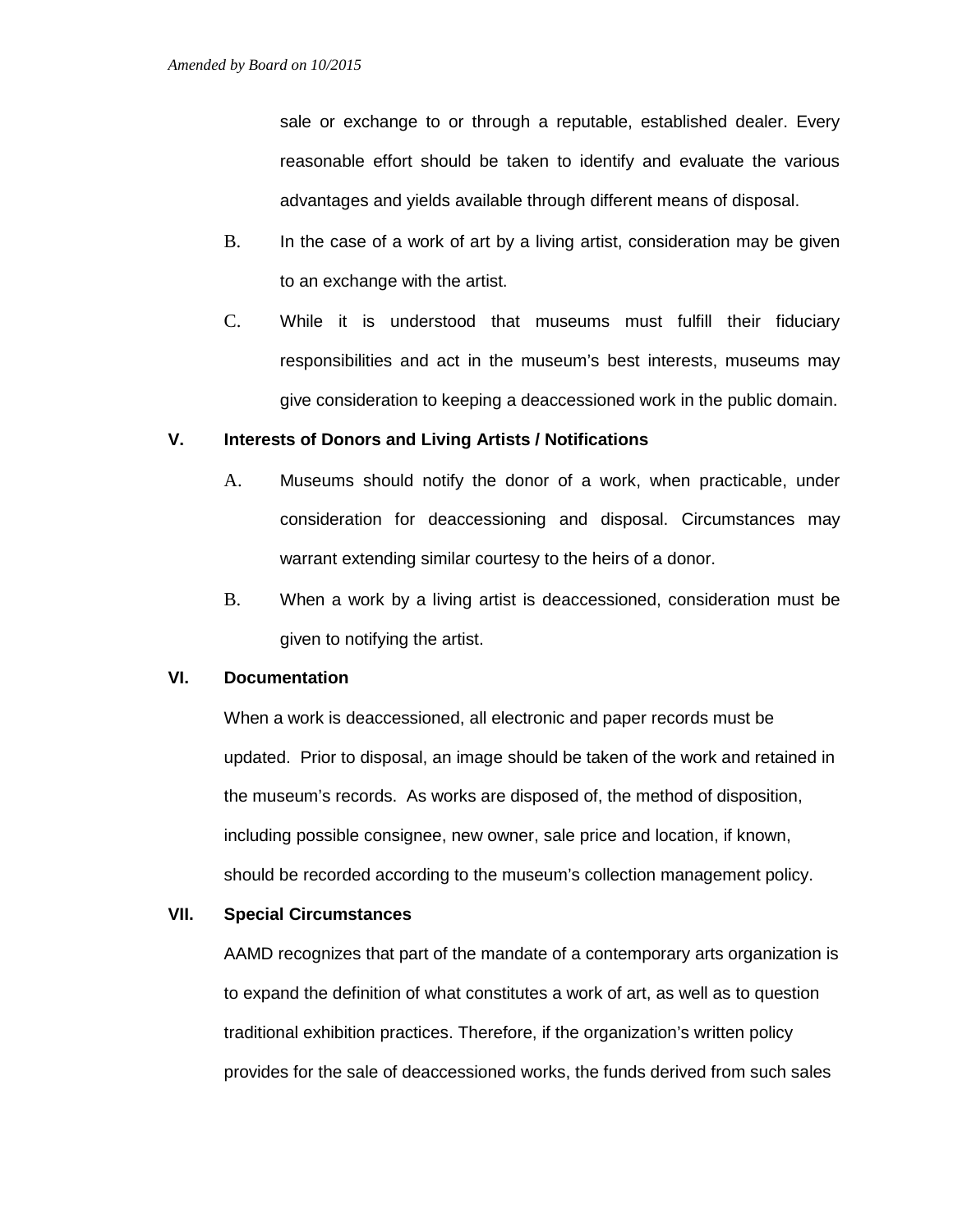sale or exchange to or through a reputable, established dealer. Every reasonable effort should be taken to identify and evaluate the various advantages and yields available through different means of disposal.

B. In the case of a work of art by a living artist, consideration may be given to an exchange with the artist.

C. While it is understood that museums must fulfill their fiduciary responsibilities and act in the museum's best interests, museums may give consideration to keeping a deaccessioned work in the public domain.

**V. Interests of Donors and Living Artists / Notifications**

A. Museums should notify the donor of a work, when practicable, under consideration for deaccessioning and disposal. Circumstances may warrant extending similar courtesy to the heirs of a donor.

B. When a work by a living artist is deaccessioned, consideration must be given to notifying the artist.

**VI. Documentation**

When a work is deaccessioned, all electronic and paper records must be updated. Prior to disposal, an image should be taken of the work and retained in the museum's records. As works are disposed of, the method of disposition, including possible consignee, new owner, sale price and location, if known, should be recorded according to the museum's collection management policy.

**VII. Special Circumstances**

AAMD recognizes that part of the mandate of a contemporary arts organization is to expand the definition of what constitutes a work of art, as well as to question traditional exhibition practices. Therefore, if the organization's written policy provides for the sale of deaccessioned works, the funds derived from such sales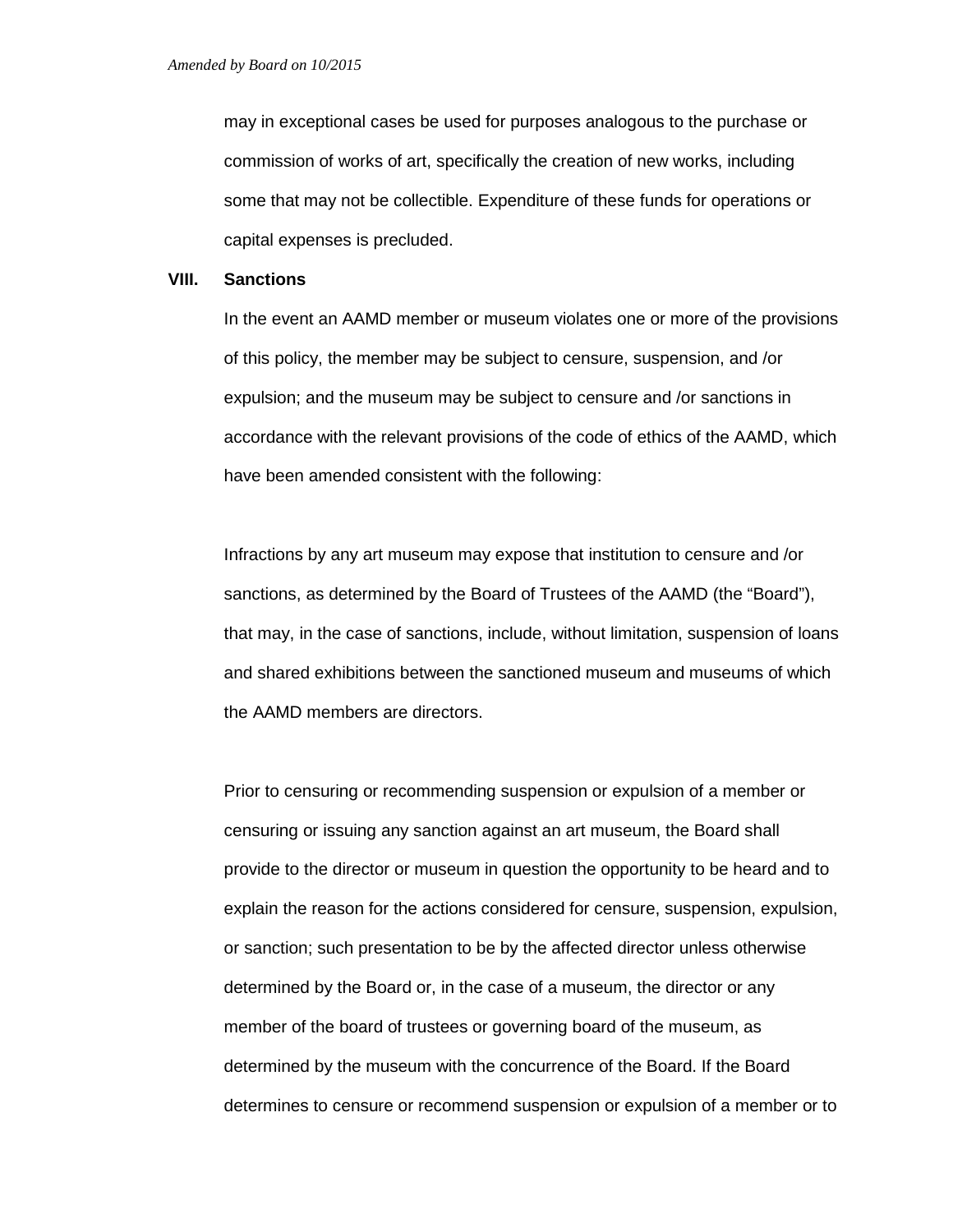may in exceptional cases be used for purposes analogous to the purchase or commission of works of art, specifically the creation of new works, including some that may not be collectible. Expenditure of these funds for operations or capital expenses is precluded.

## VIII. Sanctions

In the event an AAMD member or museum violates one or more of the provisions of this policy, the member may be subject to censure, suspension, and /or expulsion; and the museum may be subject to censure and /or sanctions in accordance with the relevant provisions of the code of ethics of the AAMD, which have been amended consistent with the following:

Infractions by any art museum may expose that institution to censure and /or sanctions, as determined by the Board of Trustees of the AAMD (the "Board"), that may, in the case of sanctions, include, without limitation, suspension of loans and shared exhibitions between the sanctioned museum and museums of which the AAMD members are directors.

Prior to censuring or recommending suspension or expulsion of a member or censuring or issuing any sanction against an art museum, the Board shall provide to the director or museum in question the opportunity to be heard and to explain the reason for the actions considered for censure, suspension, expulsion, or sanction; such presentation to be by the affected director unless otherwise determined by the Board or, in the case of a museum, the director or any member of the board of trustees or governing board of the museum, as determined by the museum with the concurrence of the Board. If the Board determines to censure or recommend suspension or expulsion of a member or to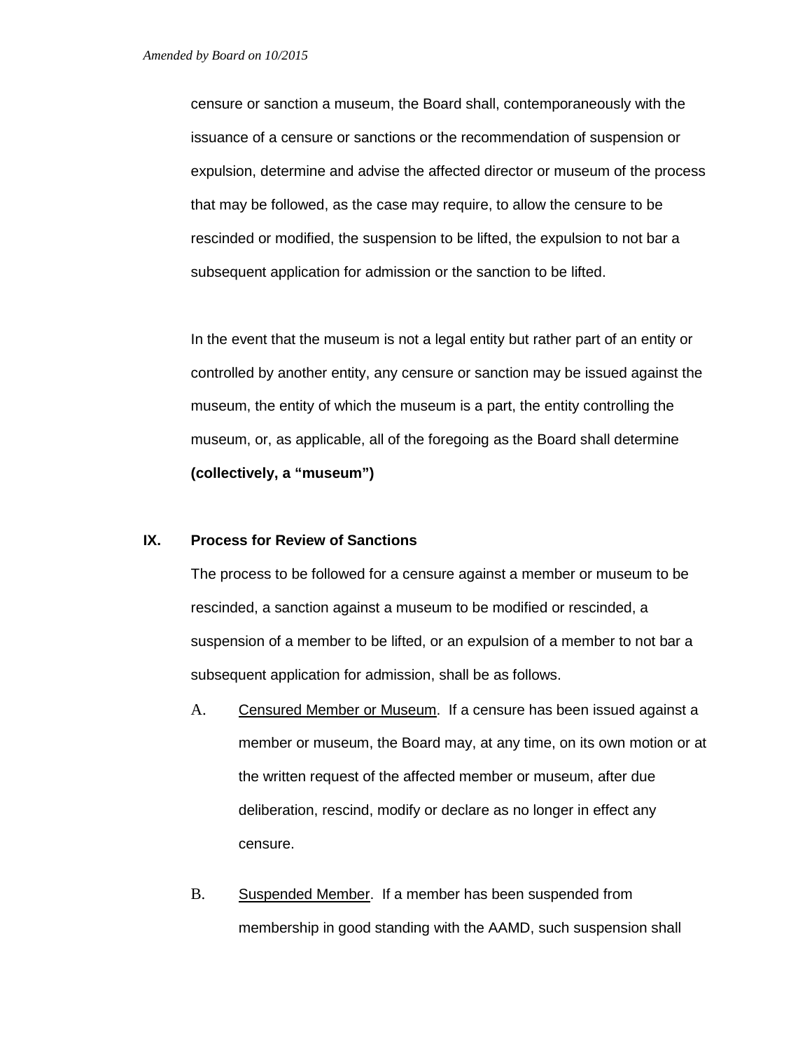censure or sanction a museum, the Board shall, contemporaneously with the issuance of a censure or sanctions or the recommendation of suspension or expulsion, determine and advise the affected director or museum of the process that may be followed, as the case may require, to allow the censure to be rescinded or modified, the suspension to be lifted, the expulsion to not bar a subsequent application for admission or the sanction to be lifted.

In the event that the museum is not a legal entity but rather part of an entity or controlled by another entity, any censure or sanction may be issued against the museum, the entity of which the museum is a part, the entity controlling the museum, or, as applicable, all of the foregoing as the Board shall determine **(collectively, a "museum")**

## IX. Process for Review of Sanctions

The process to be followed for a censure against a member or museum to be rescinded, a sanction against a museum to be modified or rescinded, a suspension of a member to be lifted, or an expulsion of a member to not bar a subsequent application for admission, shall be as follows.

A. <u>Censured Member or Museum</u>. If a censure has been issued against a member or museum, the Board may, at any time, on its own motion or at the written request of the affected member or museum, after due deliberation, rescind, modify or declare as no longer in effect any censure.

B. <u>Suspended Member</u>. If a member has been suspended from membership in good standing with the AAMD, such suspension shall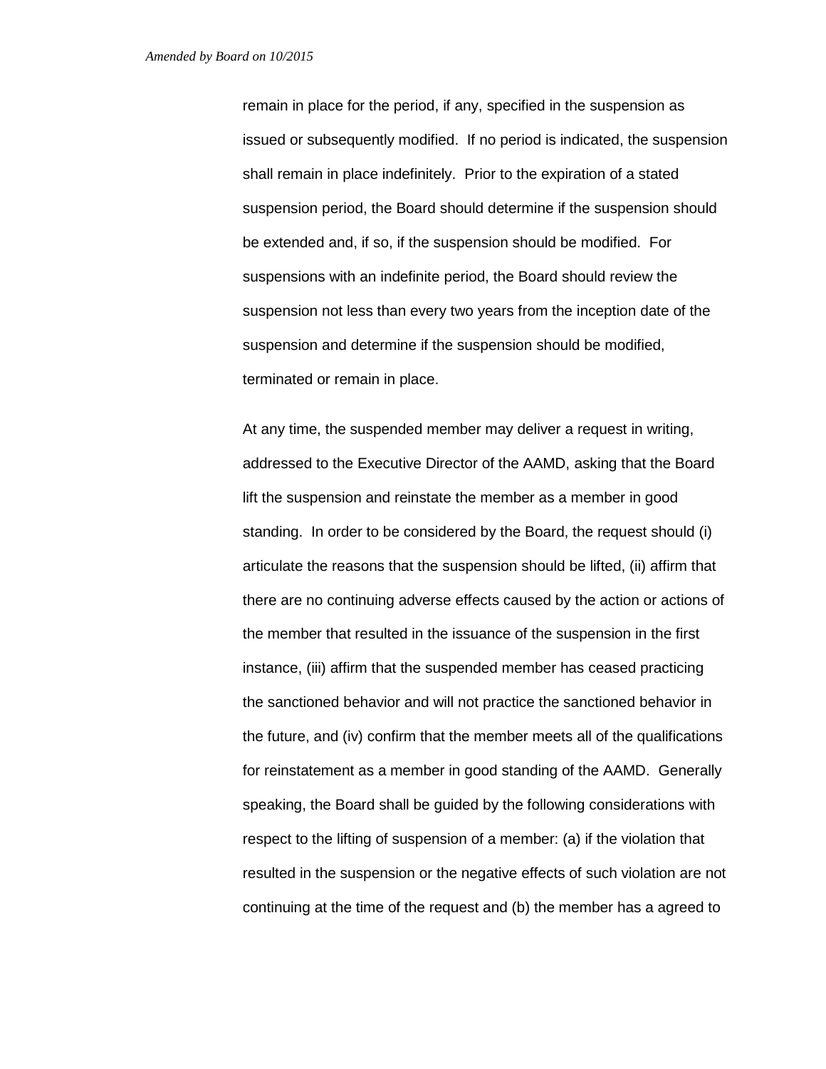remain in place for the period, if any, specified in the suspension as issued or subsequently modified. If no period is indicated, the suspension shall remain in place indefinitely. Prior to the expiration of a stated suspension period, the Board should determine if the suspension should be extended and, if so, if the suspension should be modified. For suspensions with an indefinite period, the Board should review the suspension not less than every two years from the inception date of the suspension and determine if the suspension should be modified, terminated or remain in place.

At any time, the suspended member may deliver a request in writing, addressed to the Executive Director of the AAMD, asking that the Board lift the suspension and reinstate the member as a member in good standing. In order to be considered by the Board, the request should (i) articulate the reasons that the suspension should be lifted, (ii) affirm that there are no continuing adverse effects caused by the action or actions of the member that resulted in the issuance of the suspension in the first instance, (iii) affirm that the suspended member has ceased practicing the sanctioned behavior and will not practice the sanctioned behavior in the future, and (iv) confirm that the member meets all of the qualifications for reinstatement as a member in good standing of the AAMD. Generally speaking, the Board shall be guided by the following considerations with respect to the lifting of suspension of a member: (a) if the violation that resulted in the suspension or the negative effects of such violation are not continuing at the time of the request and (b) the member has a agreed to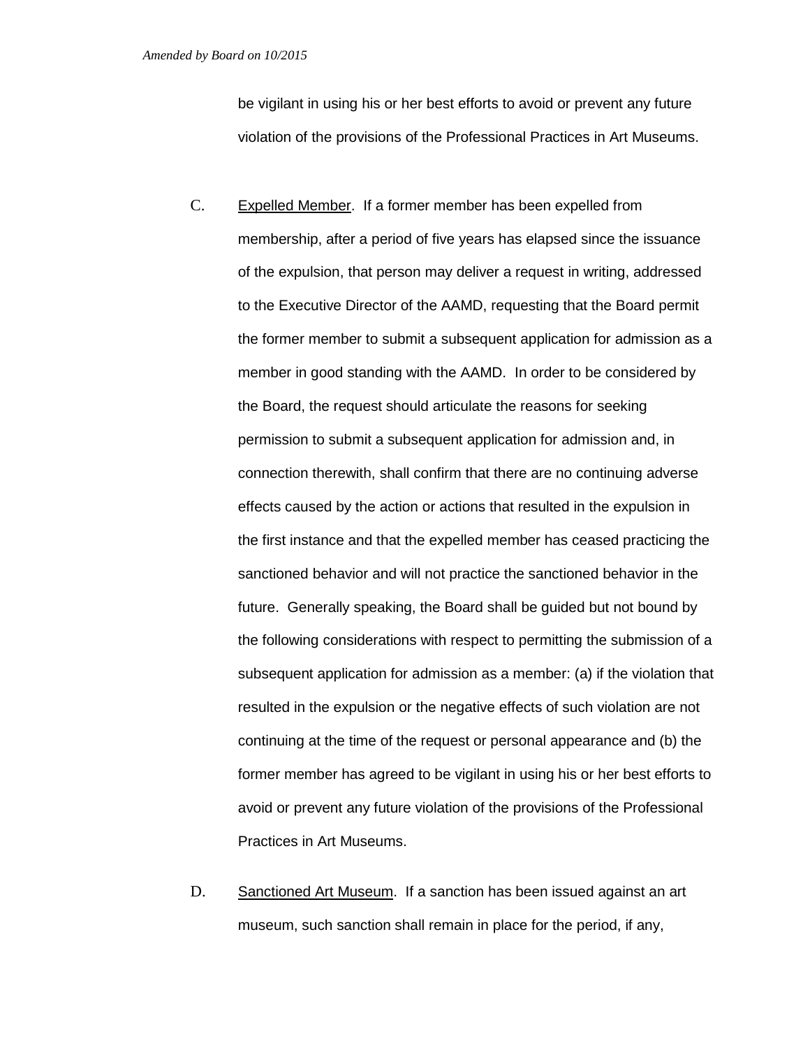be vigilant in using his or her best efforts to avoid or prevent any future violation of the provisions of the Professional Practices in Art Museums.

C. Expelled Member. If a former member has been expelled from membership, after a period of five years has elapsed since the issuance of the expulsion, that person may deliver a request in writing, addressed to the Executive Director of the AAMD, requesting that the Board permit the former member to submit a subsequent application for admission as a member in good standing with the AAMD. In order to be considered by the Board, the request should articulate the reasons for seeking permission to submit a subsequent application for admission and, in connection therewith, shall confirm that there are no continuing adverse effects caused by the action or actions that resulted in the expulsion in the first instance and that the expelled member has ceased practicing the sanctioned behavior and will not practice the sanctioned behavior in the future. Generally speaking, the Board shall be guided but not bound by the following considerations with respect to permitting the submission of a subsequent application for admission as a member: (a) if the violation that resulted in the expulsion or the negative effects of such violation are not continuing at the time of the request or personal appearance and (b) the former member has agreed to be vigilant in using his or her best efforts to avoid or prevent any future violation of the provisions of the Professional Practices in Art Museums.

D. Sanctioned Art Museum. If a sanction has been issued against an art museum, such sanction shall remain in place for the period, if any,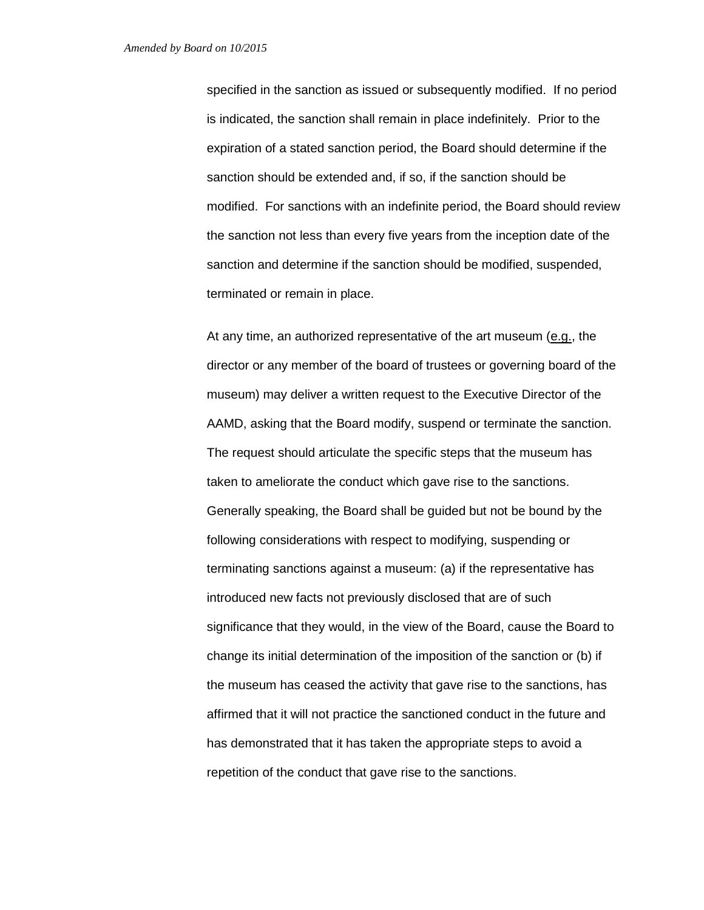specified in the sanction as issued or subsequently modified. If no period is indicated, the sanction shall remain in place indefinitely. Prior to the expiration of a stated sanction period, the Board should determine if the sanction should be extended and, if so, if the sanction should be modified. For sanctions with an indefinite period, the Board should review the sanction not less than every five years from the inception date of the sanction and determine if the sanction should be modified, suspended, terminated or remain in place.

At any time, an authorized representative of the art museum (e.g., the director or any member of the board of trustees or governing board of the museum) may deliver a written request to the Executive Director of the AAMD, asking that the Board modify, suspend or terminate the sanction. The request should articulate the specific steps that the museum has taken to ameliorate the conduct which gave rise to the sanctions. Generally speaking, the Board shall be guided but not be bound by the following considerations with respect to modifying, suspending or terminating sanctions against a museum: (a) if the representative has introduced new facts not previously disclosed that are of such significance that they would, in the view of the Board, cause the Board to change its initial determination of the imposition of the sanction or (b) if the museum has ceased the activity that gave rise to the sanctions, has affirmed that it will not practice the sanctioned conduct in the future and has demonstrated that it has taken the appropriate steps to avoid a repetition of the conduct that gave rise to the sanctions.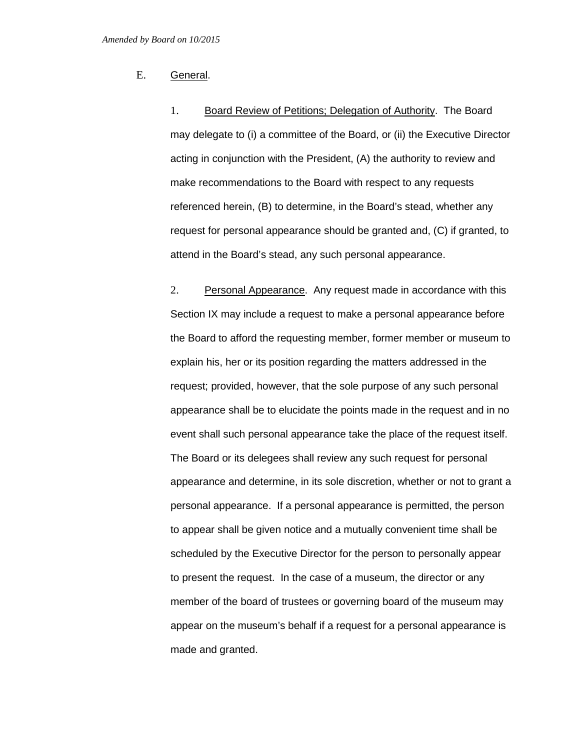*Amended by Board on 10/2015*

E. General.

1. Board Review of Petitions; Delegation of Authority. The Board may delegate to (i) a committee of the Board, or (ii) the Executive Director acting in conjunction with the President, (A) the authority to review and make recommendations to the Board with respect to any requests referenced herein, (B) to determine, in the Board's stead, whether any request for personal appearance should be granted and, (C) if granted, to attend in the Board's stead, any such personal appearance.

2. Personal Appearance. Any request made in accordance with this Section IX may include a request to make a personal appearance before the Board to afford the requesting member, former member or museum to explain his, her or its position regarding the matters addressed in the request; provided, however, that the sole purpose of any such personal appearance shall be to elucidate the points made in the request and in no event shall such personal appearance take the place of the request itself. The Board or its delegees shall review any such request for personal appearance and determine, in its sole discretion, whether or not to grant a personal appearance. If a personal appearance is permitted, the person to appear shall be given notice and a mutually convenient time shall be scheduled by the Executive Director for the person to personally appear to present the request. In the case of a museum, the director or any member of the board of trustees or governing board of the museum may appear on the museum's behalf if a request for a personal appearance is made and granted.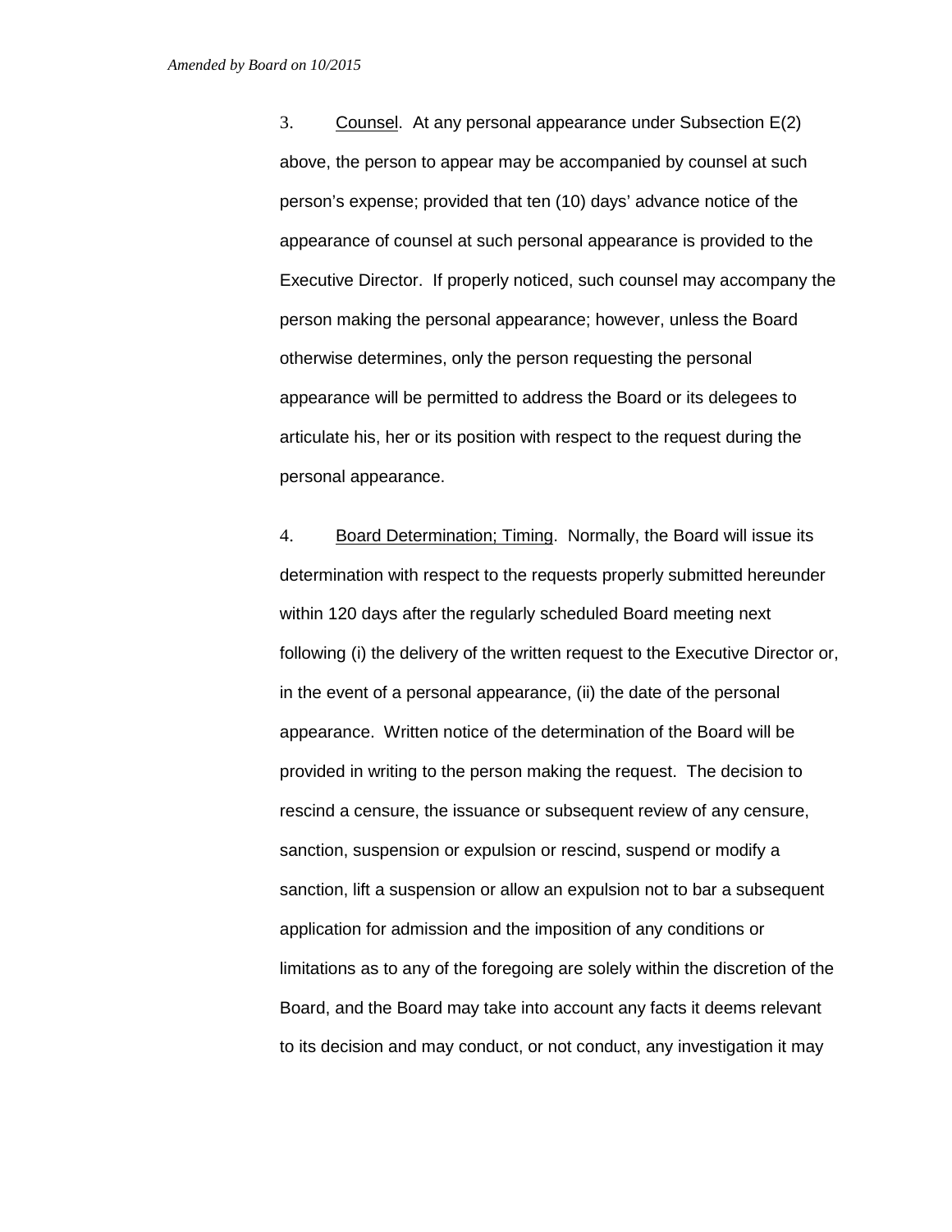3. <u>Counsel</u>. At any personal appearance under Subsection E(2) above, the person to appear may be accompanied by counsel at such person's expense; provided that ten (10) days' advance notice of the appearance of counsel at such personal appearance is provided to the Executive Director. If properly noticed, such counsel may accompany the person making the personal appearance; however, unless the Board otherwise determines, only the person requesting the personal appearance will be permitted to address the Board or its delegees to articulate his, her or its position with respect to the request during the personal appearance.

4. <u>Board Determination; Timing</u>. Normally, the Board will issue its determination with respect to the requests properly submitted hereunder within 120 days after the regularly scheduled Board meeting next following (i) the delivery of the written request to the Executive Director or, in the event of a personal appearance, (ii) the date of the personal appearance. Written notice of the determination of the Board will be provided in writing to the person making the request. The decision to rescind a censure, the issuance or subsequent review of any censure, sanction, suspension or expulsion or rescind, suspend or modify a sanction, lift a suspension or allow an expulsion not to bar a subsequent application for admission and the imposition of any conditions or limitations as to any of the foregoing are solely within the discretion of the Board, and the Board may take into account any facts it deems relevant to its decision and may conduct, or not conduct, any investigation it may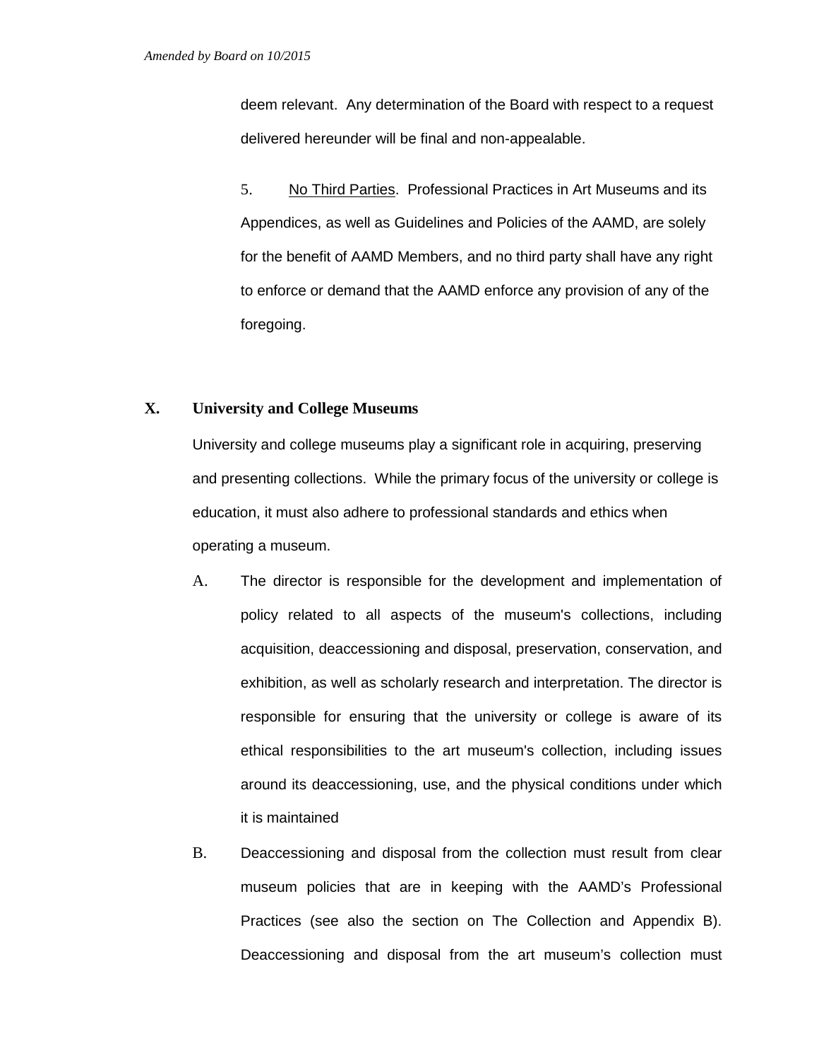deem relevant. Any determination of the Board with respect to a request delivered hereunder will be final and non-appealable.

5. No Third Parties. Professional Practices in Art Museums and its Appendices, as well as Guidelines and Policies of the AAMD, are solely for the benefit of AAMD Members, and no third party shall have any right to enforce or demand that the AAMD enforce any provision of any of the foregoing.

## X. University and College Museums

University and college museums play a significant role in acquiring, preserving and presenting collections. While the primary focus of the university or college is education, it must also adhere to professional standards and ethics when operating a museum.

A. The director is responsible for the development and implementation of policy related to all aspects of the museum's collections, including acquisition, deaccessioning and disposal, preservation, conservation, and exhibition, as well as scholarly research and interpretation. The director is responsible for ensuring that the university or college is aware of its ethical responsibilities to the art museum's collection, including issues around its deaccessioning, use, and the physical conditions under which it is maintained

B. Deaccessioning and disposal from the collection must result from clear museum policies that are in keeping with the AAMD's Professional Practices (see also the section on The Collection and Appendix B). Deaccessioning and disposal from the art museum's collection must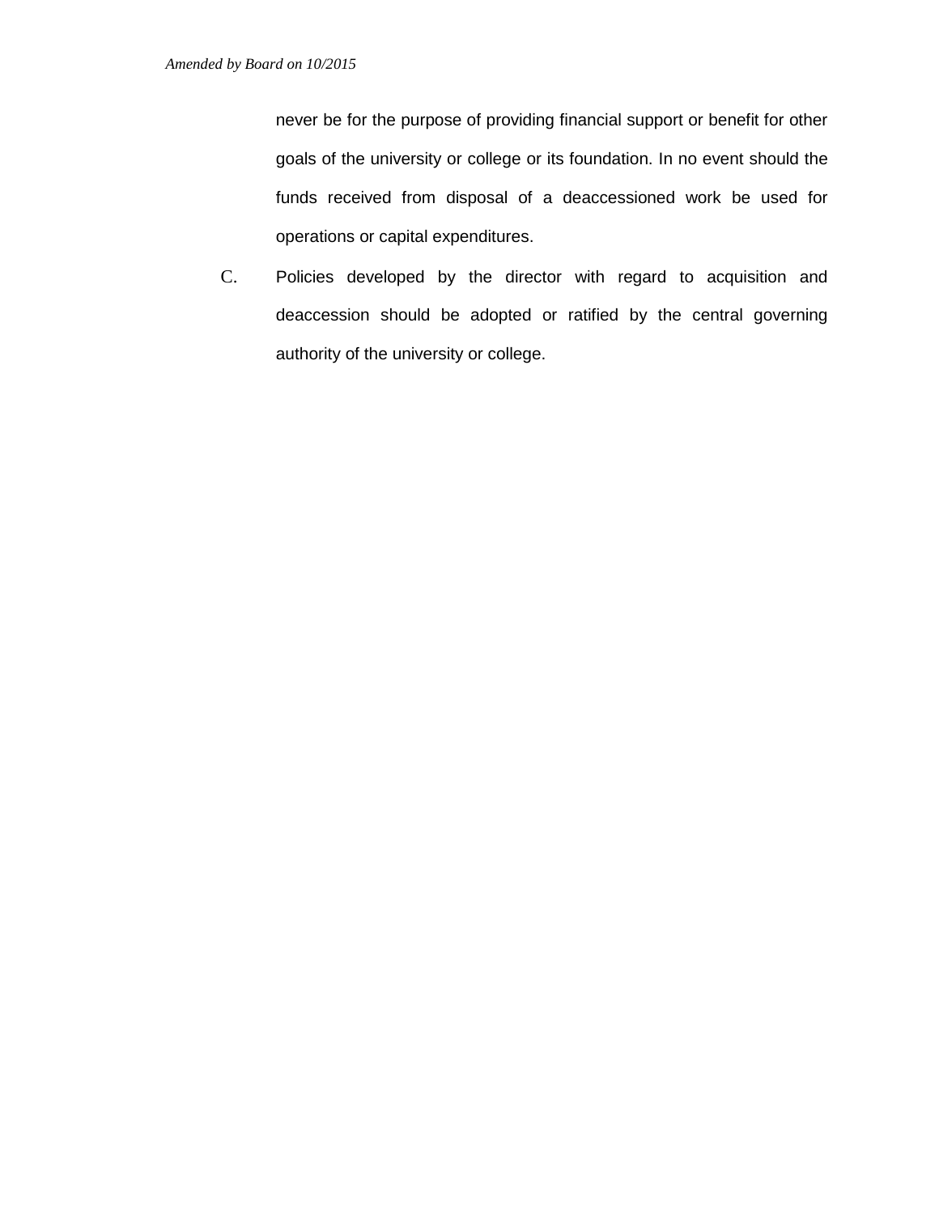never be for the purpose of providing financial support or benefit for other goals of the university or college or its foundation. In no event should the funds received from disposal of a deaccessioned work be used for operations or capital expenditures.

C. Policies developed by the director with regard to acquisition and deaccession should be adopted or ratified by the central governing authority of the university or college.